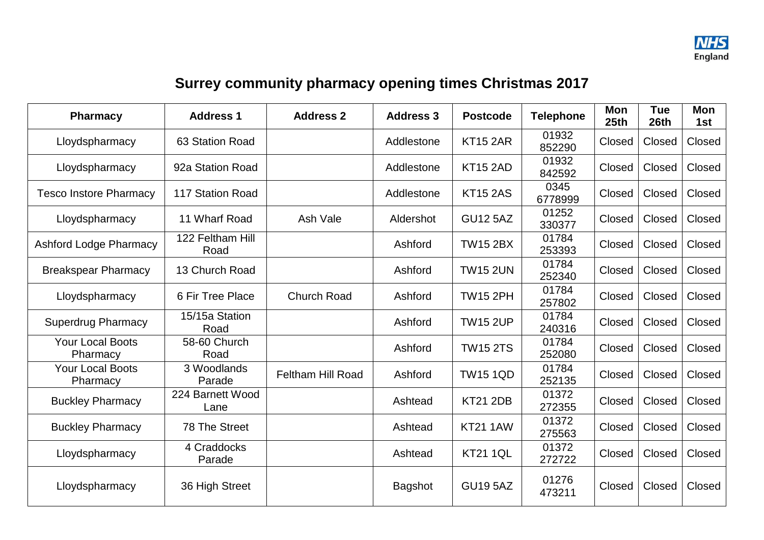# Surrey community pharmacy opening times Christmas 2017

| Pharmacy | Address 1 | Address 2 | Address 3 | Postcode | Telephone | Mon 25th | Tue 26th | Mon 1st |
|---|---|---|---|---|---|---|---|---|
| Lloydspharmacy | 63 Station Road | | Addlestone | KT15 2AR | 01932 852290 | Closed | Closed | Closed |
| Lloydspharmacy | 92a Station Road | | Addlestone | KT15 2AD | 01932 842592 | Closed | Closed | Closed |
| Tesco Instore Pharmacy | 117 Station Road | | Addlestone | KT15 2AS | 0345 6778999 | Closed | Closed | Closed |
| Lloydspharmacy | 11 Wharf Road | Ash Vale | Aldershot | GU12 5AZ | 01252 330377 | Closed | Closed | Closed |
| Ashford Lodge Pharmacy | 122 Feltham Hill Road | | Ashford | TW15 2BX | 01784 253393 | Closed | Closed | Closed |
| Breakspear Pharmacy | 13 Church Road | | Ashford | TW15 2UN | 01784 252340 | Closed | Closed | Closed |
| Lloydspharmacy | 6 Fir Tree Place | Church Road | Ashford | TW15 2PH | 01784 257802 | Closed | Closed | Closed |
| Superdrug Pharmacy | 15/15a Station Road | | Ashford | TW15 2UP | 01784 240316 | Closed | Closed | Closed |
| Your Local Boots Pharmacy | 58-60 Church Road | | Ashford | TW15 2TS | 01784 252080 | Closed | Closed | Closed |
| Your Local Boots Pharmacy | 3 Woodlands Parade | Feltham Hill Road | Ashford | TW15 1QD | 01784 252135 | Closed | Closed | Closed |
| Buckley Pharmacy | 224 Barnett Wood Lane | | Ashtead | KT21 2DB | 01372 272355 | Closed | Closed | Closed |
| Buckley Pharmacy | 78 The Street | | Ashtead | KT21 1AW | 01372 275563 | Closed | Closed | Closed |
| Lloydspharmacy | 4 Craddocks Parade | | Ashtead | KT21 1QL | 01372 272722 | Closed | Closed | Closed |
| Lloydspharmacy | 36 High Street | | Bagshot | GU19 5AZ | 01276 473211 | Closed | Closed | Closed |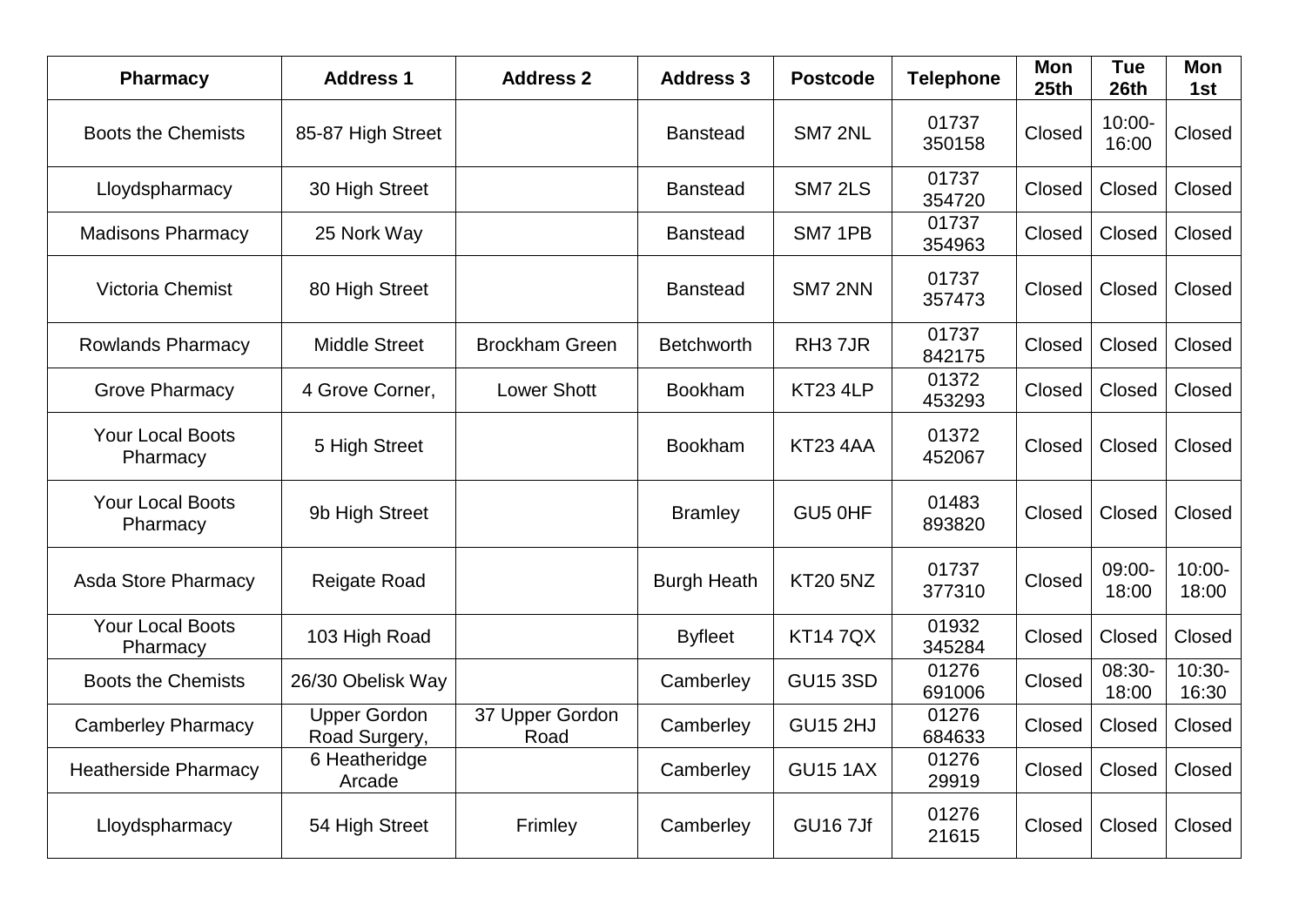| Pharmacy | Address 1 | Address 2 | Address 3 | Postcode | Telephone | Mon 25th | Tue 26th | Mon 1st |
|---|---|---|---|---|---|---|---|---|
| Boots the Chemists | 85-87 High Street | | Banstead | SM7 2NL | 01737 350158 | Closed | 10:00-16:00 | Closed |
| Lloydspharmacy | 30 High Street | | Banstead | SM7 2LS | 01737 354720 | Closed | Closed | Closed |
| Madisons Pharmacy | 25 Nork Way | | Banstead | SM7 1PB | 01737 354963 | Closed | Closed | Closed |
| Victoria Chemist | 80 High Street | | Banstead | SM7 2NN | 01737 357473 | Closed | Closed | Closed |
| Rowlands Pharmacy | Middle Street | Brockham Green | Betchworth | RH3 7JR | 01737 842175 | Closed | Closed | Closed |
| Grove Pharmacy | 4 Grove Corner, | Lower Shott | Bookham | KT23 4LP | 01372 453293 | Closed | Closed | Closed |
| Your Local Boots Pharmacy | 5 High Street | | Bookham | KT23 4AA | 01372 452067 | Closed | Closed | Closed |
| Your Local Boots Pharmacy | 9b High Street | | Bramley | GU5 0HF | 01483 893820 | Closed | Closed | Closed |
| Asda Store Pharmacy | Reigate Road | | Burgh Heath | KT20 5NZ | 01737 377310 | Closed | 09:00-18:00 | 10:00-18:00 |
| Your Local Boots Pharmacy | 103 High Road | | Byfleet | KT14 7QX | 01932 345284 | Closed | Closed | Closed |
| Boots the Chemists | 26/30 Obelisk Way | | Camberley | GU15 3SD | 01276 691006 | Closed | 08:30-18:00 | 10:30-16:30 |
| Camberley Pharmacy | Upper Gordon Road Surgery, | 37 Upper Gordon Road | Camberley | GU15 2HJ | 01276 684633 | Closed | Closed | Closed |
| Heatherside Pharmacy | 6 Heatheridge Arcade | | Camberley | GU15 1AX | 01276 29919 | Closed | Closed | Closed |
| Lloydspharmacy | 54 High Street | Frimley | Camberley | GU16 7Jf | 01276 21615 | Closed | Closed | Closed |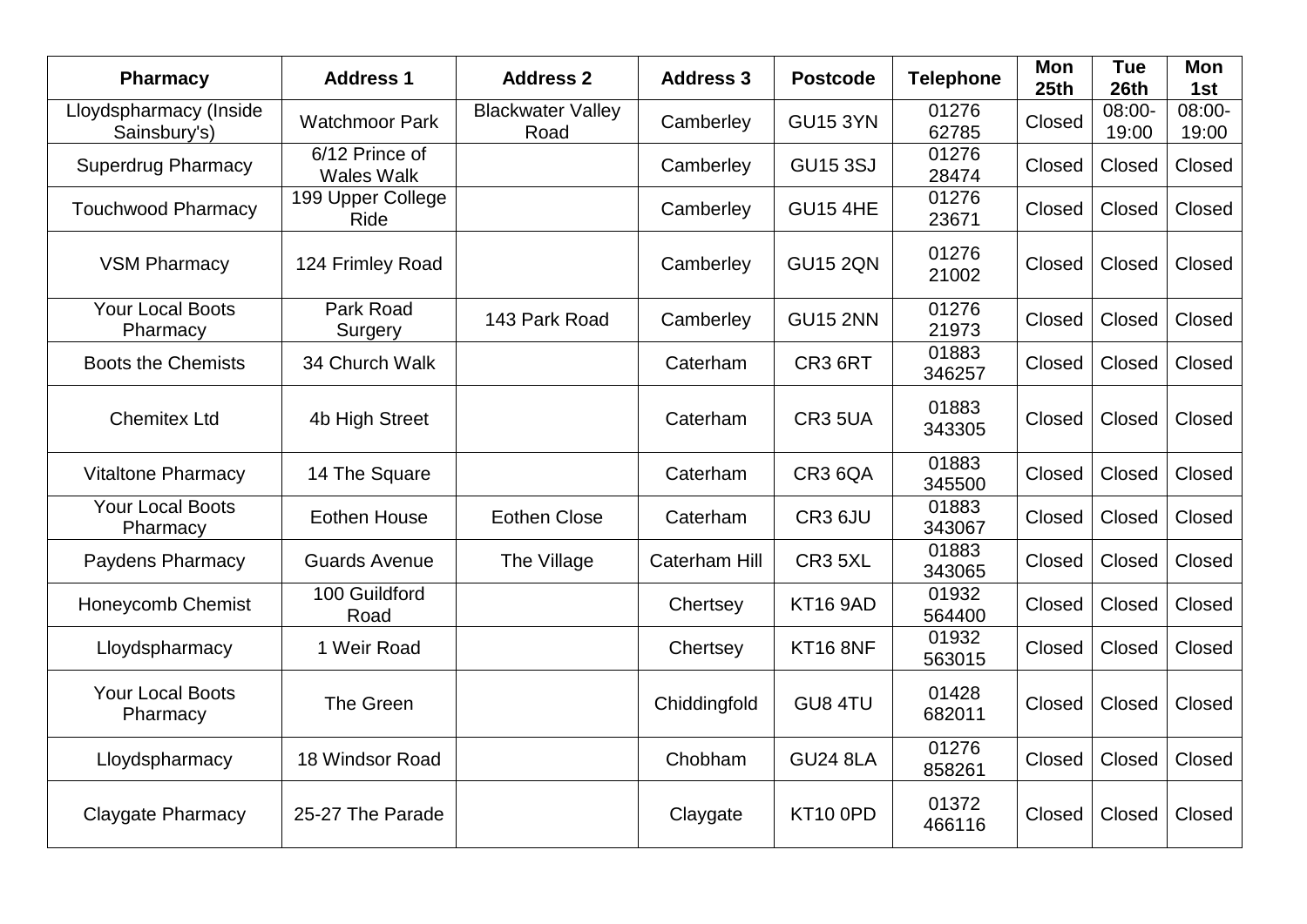| Pharmacy | Address 1 | Address 2 | Address 3 | Postcode | Telephone | Mon 25th | Tue 26th | Mon 1st |
|---|---|---|---|---|---|---|---|---|
| Lloydspharmacy (Inside Sainsbury's) | Watchmoor Park | Blackwater Valley Road | Camberley | GU15 3YN | 01276 62785 | Closed | 08:00-19:00 | 08:00-19:00 |
| Superdrug Pharmacy | 6/12 Prince of Wales Walk | | Camberley | GU15 3SJ | 01276 28474 | Closed | Closed | Closed |
| Touchwood Pharmacy | 199 Upper College Ride | | Camberley | GU15 4HE | 01276 23671 | Closed | Closed | Closed |
| VSM Pharmacy | 124 Frimley Road | | Camberley | GU15 2QN | 01276 21002 | Closed | Closed | Closed |
| Your Local Boots Pharmacy | Park Road Surgery | 143 Park Road | Camberley | GU15 2NN | 01276 21973 | Closed | Closed | Closed |
| Boots the Chemists | 34 Church Walk | | Caterham | CR3 6RT | 01883 346257 | Closed | Closed | Closed |
| Chemitex Ltd | 4b High Street | | Caterham | CR3 5UA | 01883 343305 | Closed | Closed | Closed |
| Vitaltone Pharmacy | 14 The Square | | Caterham | CR3 6QA | 01883 345500 | Closed | Closed | Closed |
| Your Local Boots Pharmacy | Eothen House | Eothen Close | Caterham | CR3 6JU | 01883 343067 | Closed | Closed | Closed |
| Paydens Pharmacy | Guards Avenue | The Village | Caterham Hill | CR3 5XL | 01883 343065 | Closed | Closed | Closed |
| Honeycomb Chemist | 100 Guildford Road | | Chertsey | KT16 9AD | 01932 564400 | Closed | Closed | Closed |
| Lloydspharmacy | 1 Weir Road | | Chertsey | KT16 8NF | 01932 563015 | Closed | Closed | Closed |
| Your Local Boots Pharmacy | The Green | | Chiddingfold | GU8 4TU | 01428 682011 | Closed | Closed | Closed |
| Lloydspharmacy | 18 Windsor Road | | Chobham | GU24 8LA | 01276 858261 | Closed | Closed | Closed |
| Claygate Pharmacy | 25-27 The Parade | | Claygate | KT10 0PD | 01372 466116 | Closed | Closed | Closed |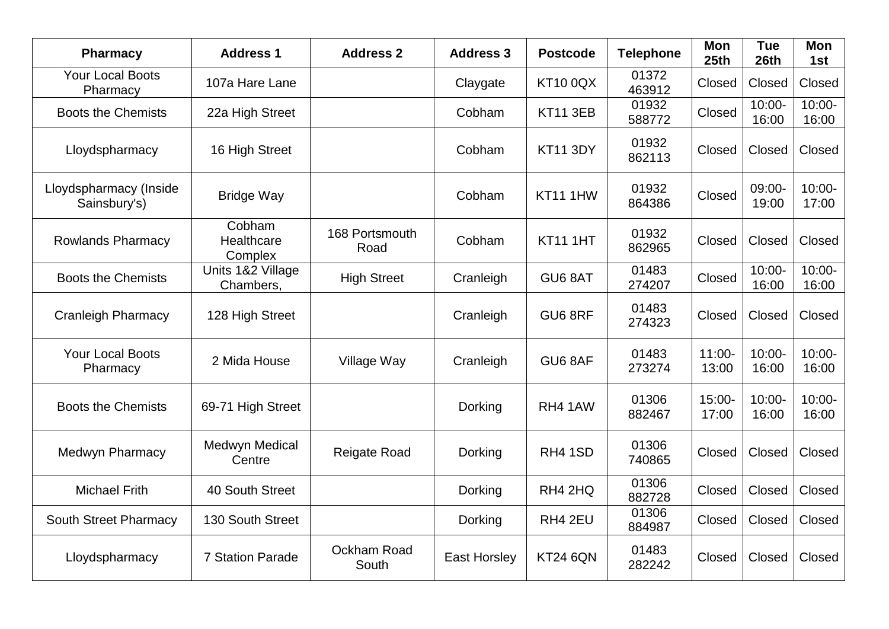| Pharmacy | Address 1 | Address 2 | Address 3 | Postcode | Telephone | Mon 25th | Tue 26th | Mon 1st |
|---|---|---|---|---|---|---|---|---|
| Your Local Boots Pharmacy | 107a Hare Lane | | Claygate | KT10 0QX | 01372 463912 | Closed | Closed | Closed |
| Boots the Chemists | 22a High Street | | Cobham | KT11 3EB | 01932 588772 | Closed | 10:00-16:00 | 10:00-16:00 |
| Lloydspharmacy | 16 High Street | | Cobham | KT11 3DY | 01932 862113 | Closed | Closed | Closed |
| Lloydspharmacy (Inside Sainsbury's) | Bridge Way | | Cobham | KT11 1HW | 01932 864386 | Closed | 09:00-19:00 | 10:00-17:00 |
| Rowlands Pharmacy | Cobham Healthcare Complex | 168 Portsmouth Road | Cobham | KT11 1HT | 01932 862965 | Closed | Closed | Closed |
| Boots the Chemists | Units 1&2 Village Chambers, | High Street | Cranleigh | GU6 8AT | 01483 274207 | Closed | 10:00-16:00 | 10:00-16:00 |
| Cranleigh Pharmacy | 128 High Street | | Cranleigh | GU6 8RF | 01483 274323 | Closed | Closed | Closed |
| Your Local Boots Pharmacy | 2 Mida House | Village Way | Cranleigh | GU6 8AF | 01483 273274 | 11:00-13:00 | 10:00-16:00 | 10:00-16:00 |
| Boots the Chemists | 69-71 High Street | | Dorking | RH4 1AW | 01306 882467 | 15:00-17:00 | 10:00-16:00 | 10:00-16:00 |
| Medwyn Pharmacy | Medwyn Medical Centre | Reigate Road | Dorking | RH4 1SD | 01306 740865 | Closed | Closed | Closed |
| Michael Frith | 40 South Street | | Dorking | RH4 2HQ | 01306 882728 | Closed | Closed | Closed |
| South Street Pharmacy | 130 South Street | | Dorking | RH4 2EU | 01306 884987 | Closed | Closed | Closed |
| Lloydspharmacy | 7 Station Parade | Ockham Road South | East Horsley | KT24 6QN | 01483 282242 | Closed | Closed | Closed |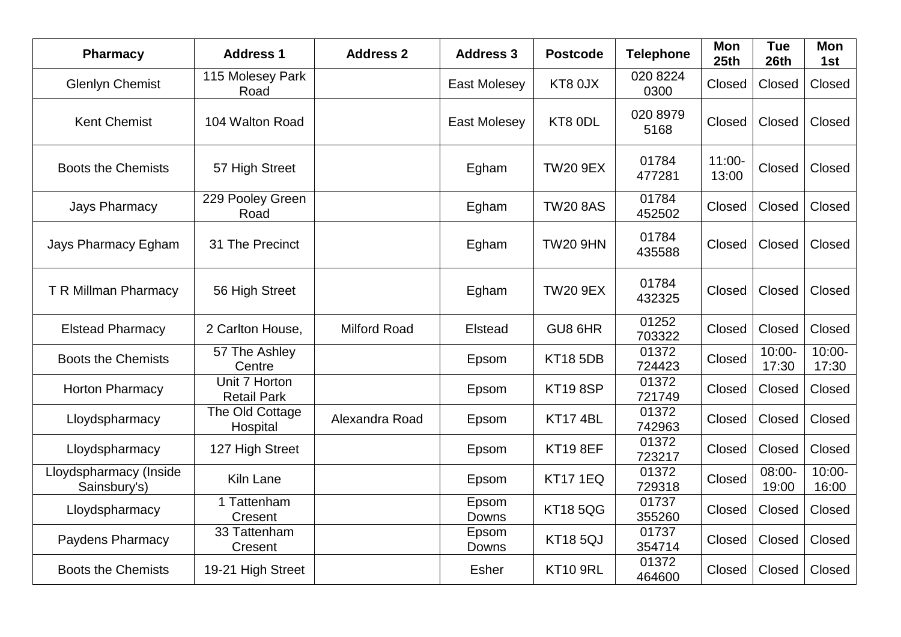| Pharmacy | Address 1 | Address 2 | Address 3 | Postcode | Telephone | Mon 25th | Tue 26th | Mon 1st |
|---|---|---|---|---|---|---|---|---|
| Glenlyn Chemist | 115 Molesey Park Road | | East Molesey | KT8 0JX | 020 8224 0300 | Closed | Closed | Closed |
| Kent Chemist | 104 Walton Road | | East Molesey | KT8 0DL | 020 8979 5168 | Closed | Closed | Closed |
| Boots the Chemists | 57 High Street | | Egham | TW20 9EX | 01784 477281 | 11:00-13:00 | Closed | Closed |
| Jays Pharmacy | 229 Pooley Green Road | | Egham | TW20 8AS | 01784 452502 | Closed | Closed | Closed |
| Jays Pharmacy Egham | 31 The Precinct | | Egham | TW20 9HN | 01784 435588 | Closed | Closed | Closed |
| T R Millman Pharmacy | 56 High Street | | Egham | TW20 9EX | 01784 432325 | Closed | Closed | Closed |
| Elstead Pharmacy | 2 Carlton House, | Milford Road | Elstead | GU8 6HR | 01252 703322 | Closed | Closed | Closed |
| Boots the Chemists | 57 The Ashley Centre | | Epsom | KT18 5DB | 01372 724423 | Closed | 10:00-17:30 | 10:00-17:30 |
| Horton Pharmacy | Unit 7 Horton Retail Park | | Epsom | KT19 8SP | 01372 721749 | Closed | Closed | Closed |
| Lloydspharmacy | The Old Cottage Hospital | Alexandra Road | Epsom | KT17 4BL | 01372 742963 | Closed | Closed | Closed |
| Lloydspharmacy | 127 High Street | | Epsom | KT19 8EF | 01372 723217 | Closed | Closed | Closed |
| Lloydspharmacy (Inside Sainsbury's) | Kiln Lane | | Epsom | KT17 1EQ | 01372 729318 | Closed | 08:00-19:00 | 10:00-16:00 |
| Lloydspharmacy | 1 Tattenham Cresent | | Epsom Downs | KT18 5QG | 01737 355260 | Closed | Closed | Closed |
| Paydens Pharmacy | 33 Tattenham Cresent | | Epsom Downs | KT18 5QJ | 01737 354714 | Closed | Closed | Closed |
| Boots the Chemists | 19-21 High Street | | Esher | KT10 9RL | 01372 464600 | Closed | Closed | Closed |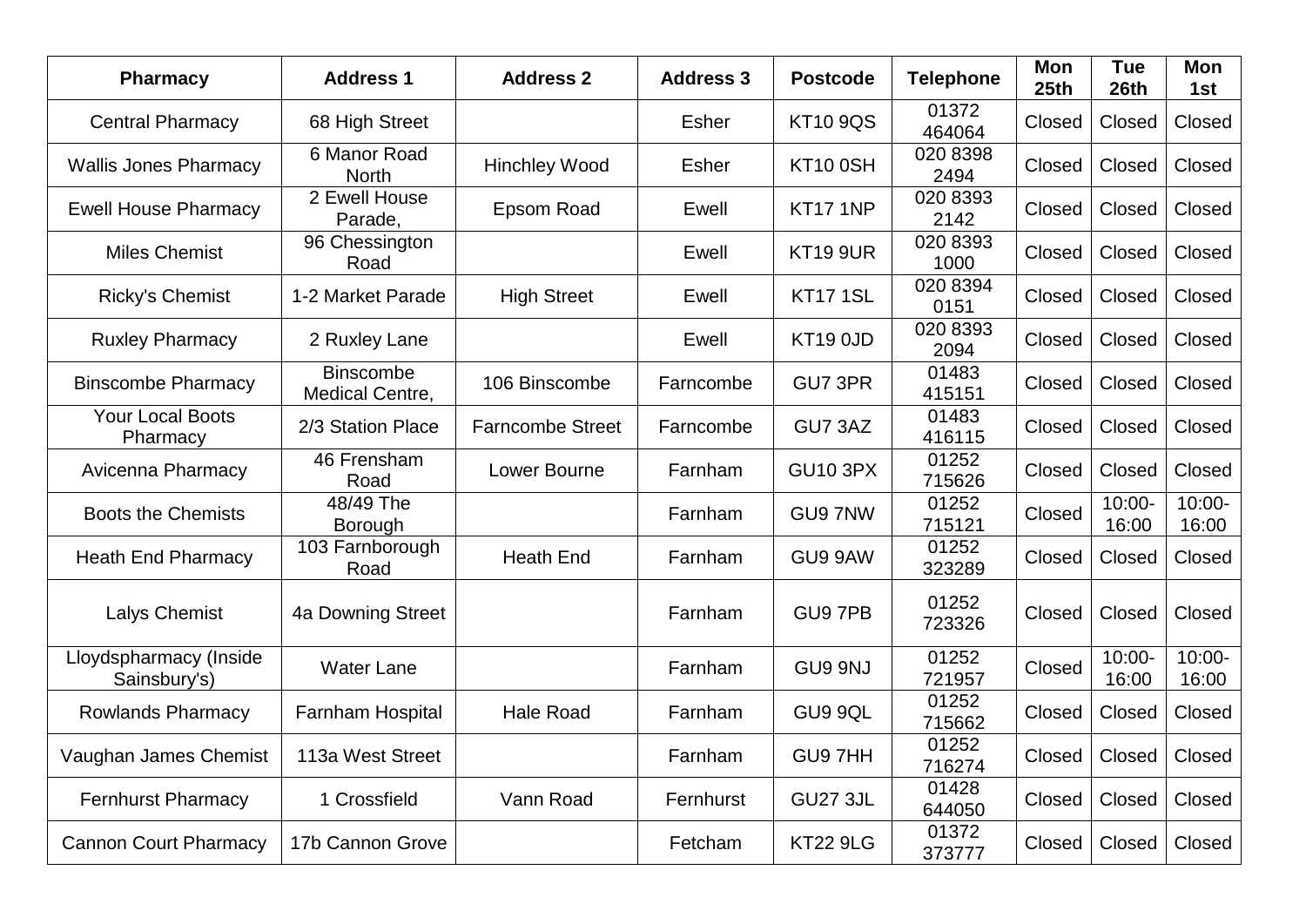| Pharmacy | Address 1 | Address 2 | Address 3 | Postcode | Telephone | Mon 25th | Tue 26th | Mon 1st |
|---|---|---|---|---|---|---|---|---|
| Central Pharmacy | 68 High Street | | Esher | KT10 9QS | 01372 464064 | Closed | Closed | Closed |
| Wallis Jones Pharmacy | 6 Manor Road North | Hinchley Wood | Esher | KT10 0SH | 020 8398 2494 | Closed | Closed | Closed |
| Ewell House Pharmacy | 2 Ewell House Parade, | Epsom Road | Ewell | KT17 1NP | 020 8393 2142 | Closed | Closed | Closed |
| Miles Chemist | 96 Chessington Road | | Ewell | KT19 9UR | 020 8393 1000 | Closed | Closed | Closed |
| Ricky's Chemist | 1-2 Market Parade | High Street | Ewell | KT17 1SL | 020 8394 0151 | Closed | Closed | Closed |
| Ruxley Pharmacy | 2 Ruxley Lane | | Ewell | KT19 0JD | 020 8393 2094 | Closed | Closed | Closed |
| Binscombe Pharmacy | Binscombe Medical Centre, | 106 Binscombe | Farncombe | GU7 3PR | 01483 415151 | Closed | Closed | Closed |
| Your Local Boots Pharmacy | 2/3 Station Place | Farncombe Street | Farncombe | GU7 3AZ | 01483 416115 | Closed | Closed | Closed |
| Avicenna Pharmacy | 46 Frensham Road | Lower Bourne | Farnham | GU10 3PX | 01252 715626 | Closed | Closed | Closed |
| Boots the Chemists | 48/49 The Borough | | Farnham | GU9 7NW | 01252 715121 | Closed | 10:00-16:00 | 10:00-16:00 |
| Heath End Pharmacy | 103 Farnborough Road | Heath End | Farnham | GU9 9AW | 01252 323289 | Closed | Closed | Closed |
| Lalys Chemist | 4a Downing Street | | Farnham | GU9 7PB | 01252 723326 | Closed | Closed | Closed |
| Lloydspharmacy (Inside Sainsbury's) | Water Lane | | Farnham | GU9 9NJ | 01252 721957 | Closed | 10:00-16:00 | 10:00-16:00 |
| Rowlands Pharmacy | Farnham Hospital | Hale Road | Farnham | GU9 9QL | 01252 715662 | Closed | Closed | Closed |
| Vaughan James Chemist | 113a West Street | | Farnham | GU9 7HH | 01252 716274 | Closed | Closed | Closed |
| Fernhurst Pharmacy | 1 Crossfield | Vann Road | Fernhurst | GU27 3JL | 01428 644050 | Closed | Closed | Closed |
| Cannon Court Pharmacy | 17b Cannon Grove | | Fetcham | KT22 9LG | 01372 373777 | Closed | Closed | Closed |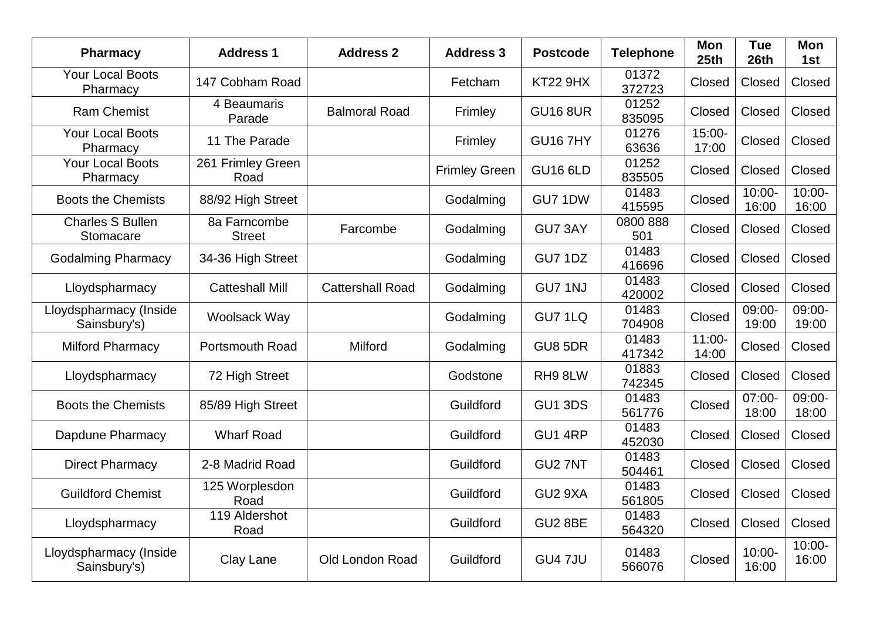| Pharmacy | Address 1 | Address 2 | Address 3 | Postcode | Telephone | Mon 25th | Tue 26th | Mon 1st |
|---|---|---|---|---|---|---|---|---|
| Your Local Boots Pharmacy | 147 Cobham Road | | Fetcham | KT22 9HX | 01372 372723 | Closed | Closed | Closed |
| Ram Chemist | 4 Beaumaris Parade | Balmoral Road | Frimley | GU16 8UR | 01252 835095 | Closed | Closed | Closed |
| Your Local Boots Pharmacy | 11 The Parade | | Frimley | GU16 7HY | 01276 63636 | 15:00-17:00 | Closed | Closed |
| Your Local Boots Pharmacy | 261 Frimley Green Road | | Frimley Green | GU16 6LD | 01252 835505 | Closed | Closed | Closed |
| Boots the Chemists | 88/92 High Street | | Godalming | GU7 1DW | 01483 415595 | Closed | 10:00-16:00 | 10:00-16:00 |
| Charles S Bullen Stomacare | 8a Farncombe Street | Farcombe | Godalming | GU7 3AY | 0800 888 501 | Closed | Closed | Closed |
| Godalming Pharmacy | 34-36 High Street | | Godalming | GU7 1DZ | 01483 416696 | Closed | Closed | Closed |
| Lloydspharmacy | Catteshall Mill | Cattershall Road | Godalming | GU7 1NJ | 01483 420002 | Closed | Closed | Closed |
| Lloydspharmacy (Inside Sainsbury's) | Woolsack Way | | Godalming | GU7 1LQ | 01483 704908 | Closed | 09:00-19:00 | 09:00-19:00 |
| Milford Pharmacy | Portsmouth Road | Milford | Godalming | GU8 5DR | 01483 417342 | 11:00-14:00 | Closed | Closed |
| Lloydspharmacy | 72 High Street | | Godstone | RH9 8LW | 01883 742345 | Closed | Closed | Closed |
| Boots the Chemists | 85/89 High Street | | Guildford | GU1 3DS | 01483 561776 | Closed | 07:00-18:00 | 09:00-18:00 |
| Dapdune Pharmacy | Wharf Road | | Guildford | GU1 4RP | 01483 452030 | Closed | Closed | Closed |
| Direct Pharmacy | 2-8 Madrid Road | | Guildford | GU2 7NT | 01483 504461 | Closed | Closed | Closed |
| Guildford Chemist | 125 Worplesdon Road | | Guildford | GU2 9XA | 01483 561805 | Closed | Closed | Closed |
| Lloydspharmacy | 119 Aldershot Road | | Guildford | GU2 8BE | 01483 564320 | Closed | Closed | Closed |
| Lloydspharmacy (Inside Sainsbury's) | Clay Lane | Old London Road | Guildford | GU4 7JU | 01483 566076 | Closed | 10:00-16:00 | 10:00-16:00 |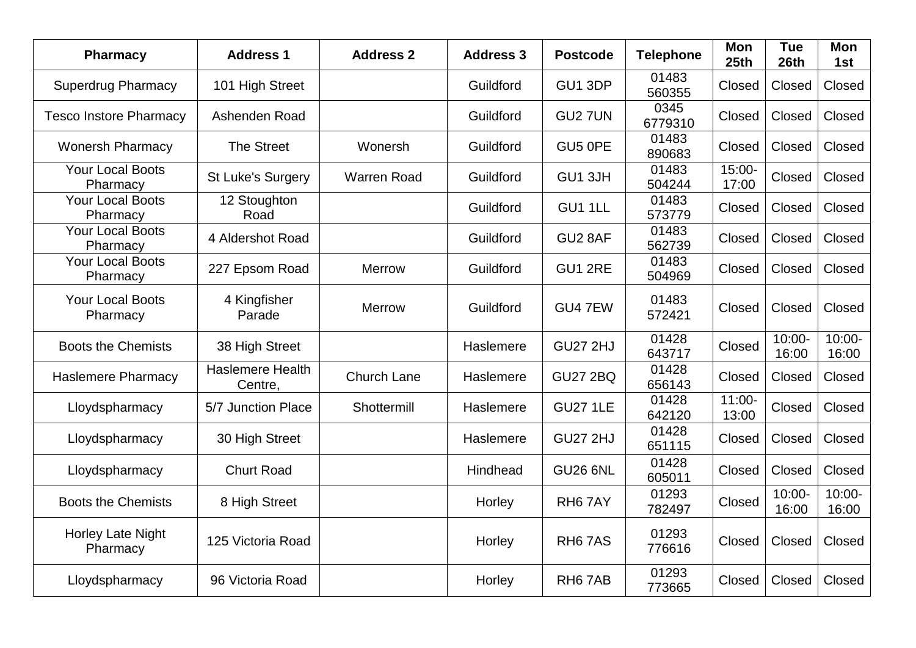| Pharmacy | Address 1 | Address 2 | Address 3 | Postcode | Telephone | Mon 25th | Tue 26th | Mon 1st |
|---|---|---|---|---|---|---|---|---|
| Superdrug Pharmacy | 101 High Street | | Guildford | GU1 3DP | 01483 560355 | Closed | Closed | Closed |
| Tesco Instore Pharmacy | Ashenden Road | | Guildford | GU2 7UN | 0345 6779310 | Closed | Closed | Closed |
| Wonersh Pharmacy | The Street | Wonersh | Guildford | GU5 0PE | 01483 890683 | Closed | Closed | Closed |
| Your Local Boots Pharmacy | St Luke's Surgery | Warren Road | Guildford | GU1 3JH | 01483 504244 | 15:00-17:00 | Closed | Closed |
| Your Local Boots Pharmacy | 12 Stoughton Road | | Guildford | GU1 1LL | 01483 573779 | Closed | Closed | Closed |
| Your Local Boots Pharmacy | 4 Aldershot Road | | Guildford | GU2 8AF | 01483 562739 | Closed | Closed | Closed |
| Your Local Boots Pharmacy | 227 Epsom Road | Merrow | Guildford | GU1 2RE | 01483 504969 | Closed | Closed | Closed |
| Your Local Boots Pharmacy | 4 Kingfisher Parade | Merrow | Guildford | GU4 7EW | 01483 572421 | Closed | Closed | Closed |
| Boots the Chemists | 38 High Street | | Haslemere | GU27 2HJ | 01428 643717 | Closed | 10:00-16:00 | 10:00-16:00 |
| Haslemere Pharmacy | Haslemere Health Centre, | Church Lane | Haslemere | GU27 2BQ | 01428 656143 | Closed | Closed | Closed |
| Lloydspharmacy | 5/7 Junction Place | Shottermill | Haslemere | GU27 1LE | 01428 642120 | 11:00-13:00 | Closed | Closed |
| Lloydspharmacy | 30 High Street | | Haslemere | GU27 2HJ | 01428 651115 | Closed | Closed | Closed |
| Lloydspharmacy | Churt Road | | Hindhead | GU26 6NL | 01428 605011 | Closed | Closed | Closed |
| Boots the Chemists | 8 High Street | | Horley | RH6 7AY | 01293 782497 | Closed | 10:00-16:00 | 10:00-16:00 |
| Horley Late Night Pharmacy | 125 Victoria Road | | Horley | RH6 7AS | 01293 776616 | Closed | Closed | Closed |
| Lloydspharmacy | 96 Victoria Road | | Horley | RH6 7AB | 01293 773665 | Closed | Closed | Closed |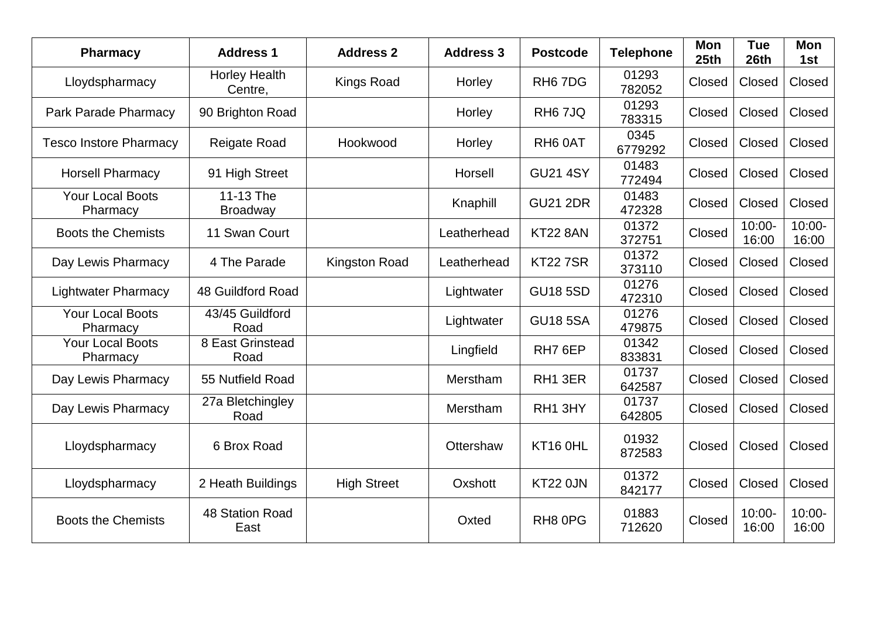| Pharmacy | Address 1 | Address 2 | Address 3 | Postcode | Telephone | Mon 25th | Tue 26th | Mon 1st |
|---|---|---|---|---|---|---|---|---|
| Lloydspharmacy | Horley Health Centre, | Kings Road | Horley | RH6 7DG | 01293 782052 | Closed | Closed | Closed |
| Park Parade Pharmacy | 90 Brighton Road | | Horley | RH6 7JQ | 01293 783315 | Closed | Closed | Closed |
| Tesco Instore Pharmacy | Reigate Road | Hookwood | Horley | RH6 0AT | 0345 6779292 | Closed | Closed | Closed |
| Horsell Pharmacy | 91 High Street | | Horsell | GU21 4SY | 01483 772494 | Closed | Closed | Closed |
| Your Local Boots Pharmacy | 11-13 The Broadway | | Knaphill | GU21 2DR | 01483 472328 | Closed | Closed | Closed |
| Boots the Chemists | 11 Swan Court | | Leatherhead | KT22 8AN | 01372 372751 | Closed | 10:00-16:00 | 10:00-16:00 |
| Day Lewis Pharmacy | 4 The Parade | Kingston Road | Leatherhead | KT22 7SR | 01372 373110 | Closed | Closed | Closed |
| Lightwater Pharmacy | 48 Guildford Road | | Lightwater | GU18 5SD | 01276 472310 | Closed | Closed | Closed |
| Your Local Boots Pharmacy | 43/45 Guildford Road | | Lightwater | GU18 5SA | 01276 479875 | Closed | Closed | Closed |
| Your Local Boots Pharmacy | 8 East Grinstead Road | | Lingfield | RH7 6EP | 01342 833831 | Closed | Closed | Closed |
| Day Lewis Pharmacy | 55 Nutfield Road | | Merstham | RH1 3ER | 01737 642587 | Closed | Closed | Closed |
| Day Lewis Pharmacy | 27a Bletchingley Road | | Merstham | RH1 3HY | 01737 642805 | Closed | Closed | Closed |
| Lloydspharmacy | 6 Brox Road | | Ottershaw | KT16 0HL | 01932 872583 | Closed | Closed | Closed |
| Lloydspharmacy | 2 Heath Buildings | High Street | Oxshott | KT22 0JN | 01372 842177 | Closed | Closed | Closed |
| Boots the Chemists | 48 Station Road East | | Oxted | RH8 0PG | 01883 712620 | Closed | 10:00-16:00 | 10:00-16:00 |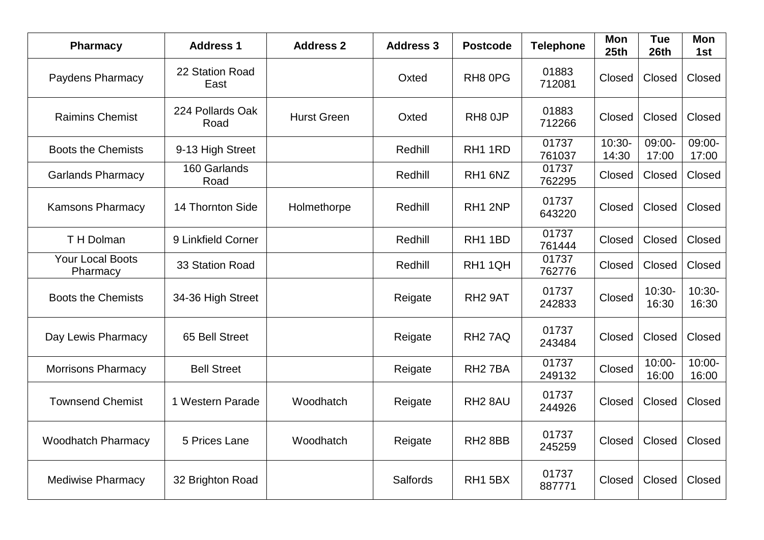| Pharmacy | Address 1 | Address 2 | Address 3 | Postcode | Telephone | Mon 25th | Tue 26th | Mon 1st |
|---|---|---|---|---|---|---|---|---|
| Paydens Pharmacy | 22 Station Road East | | Oxted | RH8 0PG | 01883 712081 | Closed | Closed | Closed |
| Raimins Chemist | 224 Pollards Oak Road | Hurst Green | Oxted | RH8 0JP | 01883 712266 | Closed | Closed | Closed |
| Boots the Chemists | 9-13 High Street | | Redhill | RH1 1RD | 01737 761037 | 10:30-14:30 | 09:00-17:00 | 09:00-17:00 |
| Garlands Pharmacy | 160 Garlands Road | | Redhill | RH1 6NZ | 01737 762295 | Closed | Closed | Closed |
| Kamsons Pharmacy | 14 Thornton Side | Holmethorpe | Redhill | RH1 2NP | 01737 643220 | Closed | Closed | Closed |
| T H Dolman | 9 Linkfield Corner | | Redhill | RH1 1BD | 01737 761444 | Closed | Closed | Closed |
| Your Local Boots Pharmacy | 33 Station Road | | Redhill | RH1 1QH | 01737 762776 | Closed | Closed | Closed |
| Boots the Chemists | 34-36 High Street | | Reigate | RH2 9AT | 01737 242833 | Closed | 10:30-16:30 | 10:30-16:30 |
| Day Lewis Pharmacy | 65 Bell Street | | Reigate | RH2 7AQ | 01737 243484 | Closed | Closed | Closed |
| Morrisons Pharmacy | Bell Street | | Reigate | RH2 7BA | 01737 249132 | Closed | 10:00-16:00 | 10:00-16:00 |
| Townsend Chemist | 1 Western Parade | Woodhatch | Reigate | RH2 8AU | 01737 244926 | Closed | Closed | Closed |
| Woodhatch Pharmacy | 5 Prices Lane | Woodhatch | Reigate | RH2 8BB | 01737 245259 | Closed | Closed | Closed |
| Mediwise Pharmacy | 32 Brighton Road | | Salfords | RH1 5BX | 01737 887771 | Closed | Closed | Closed |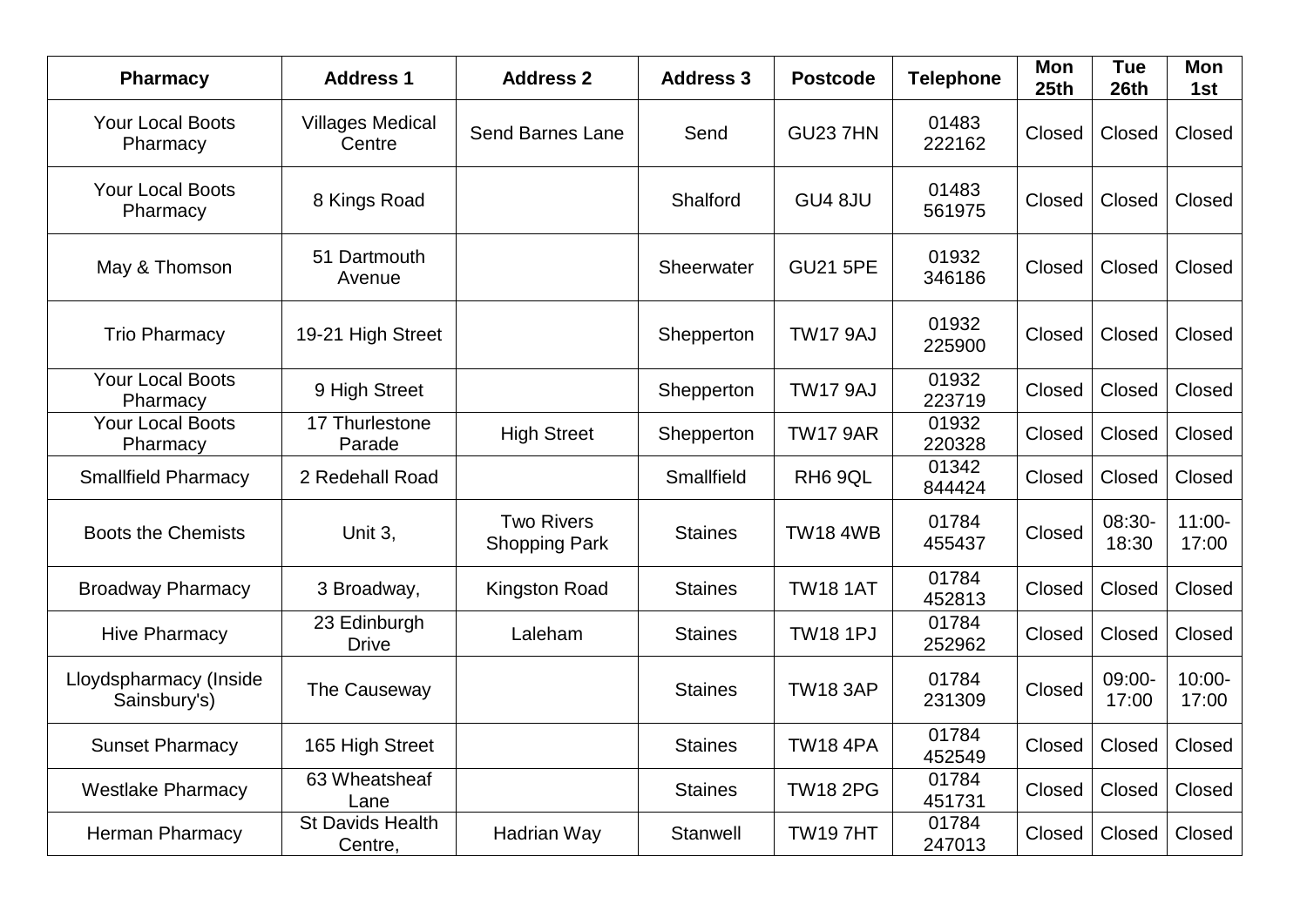| Pharmacy | Address 1 | Address 2 | Address 3 | Postcode | Telephone | Mon 25th | Tue 26th | Mon 1st |
|---|---|---|---|---|---|---|---|---|
| Your Local Boots Pharmacy | Villages Medical Centre | Send Barnes Lane | Send | GU23 7HN | 01483 222162 | Closed | Closed | Closed |
| Your Local Boots Pharmacy | 8 Kings Road | | Shalford | GU4 8JU | 01483 561975 | Closed | Closed | Closed |
| May & Thomson | 51 Dartmouth Avenue | | Sheerwater | GU21 5PE | 01932 346186 | Closed | Closed | Closed |
| Trio Pharmacy | 19-21 High Street | | Shepperton | TW17 9AJ | 01932 225900 | Closed | Closed | Closed |
| Your Local Boots Pharmacy | 9 High Street | | Shepperton | TW17 9AJ | 01932 223719 | Closed | Closed | Closed |
| Your Local Boots Pharmacy | 17 Thurlestone Parade | High Street | Shepperton | TW17 9AR | 01932 220328 | Closed | Closed | Closed |
| Smallfield Pharmacy | 2 Redehall Road | | Smallfield | RH6 9QL | 01342 844424 | Closed | Closed | Closed |
| Boots the Chemists | Unit 3, | Two Rivers Shopping Park | Staines | TW18 4WB | 01784 455437 | Closed | 08:30-18:30 | 11:00-17:00 |
| Broadway Pharmacy | 3 Broadway, | Kingston Road | Staines | TW18 1AT | 01784 452813 | Closed | Closed | Closed |
| Hive Pharmacy | 23 Edinburgh Drive | Laleham | Staines | TW18 1PJ | 01784 252962 | Closed | Closed | Closed |
| Lloydspharmacy (Inside Sainsbury's) | The Causeway | | Staines | TW18 3AP | 01784 231309 | Closed | 09:00-17:00 | 10:00-17:00 |
| Sunset Pharmacy | 165 High Street | | Staines | TW18 4PA | 01784 452549 | Closed | Closed | Closed |
| Westlake Pharmacy | 63 Wheatsheaf Lane | | Staines | TW18 2PG | 01784 451731 | Closed | Closed | Closed |
| Herman Pharmacy | St Davids Health Centre, | Hadrian Way | Stanwell | TW19 7HT | 01784 247013 | Closed | Closed | Closed |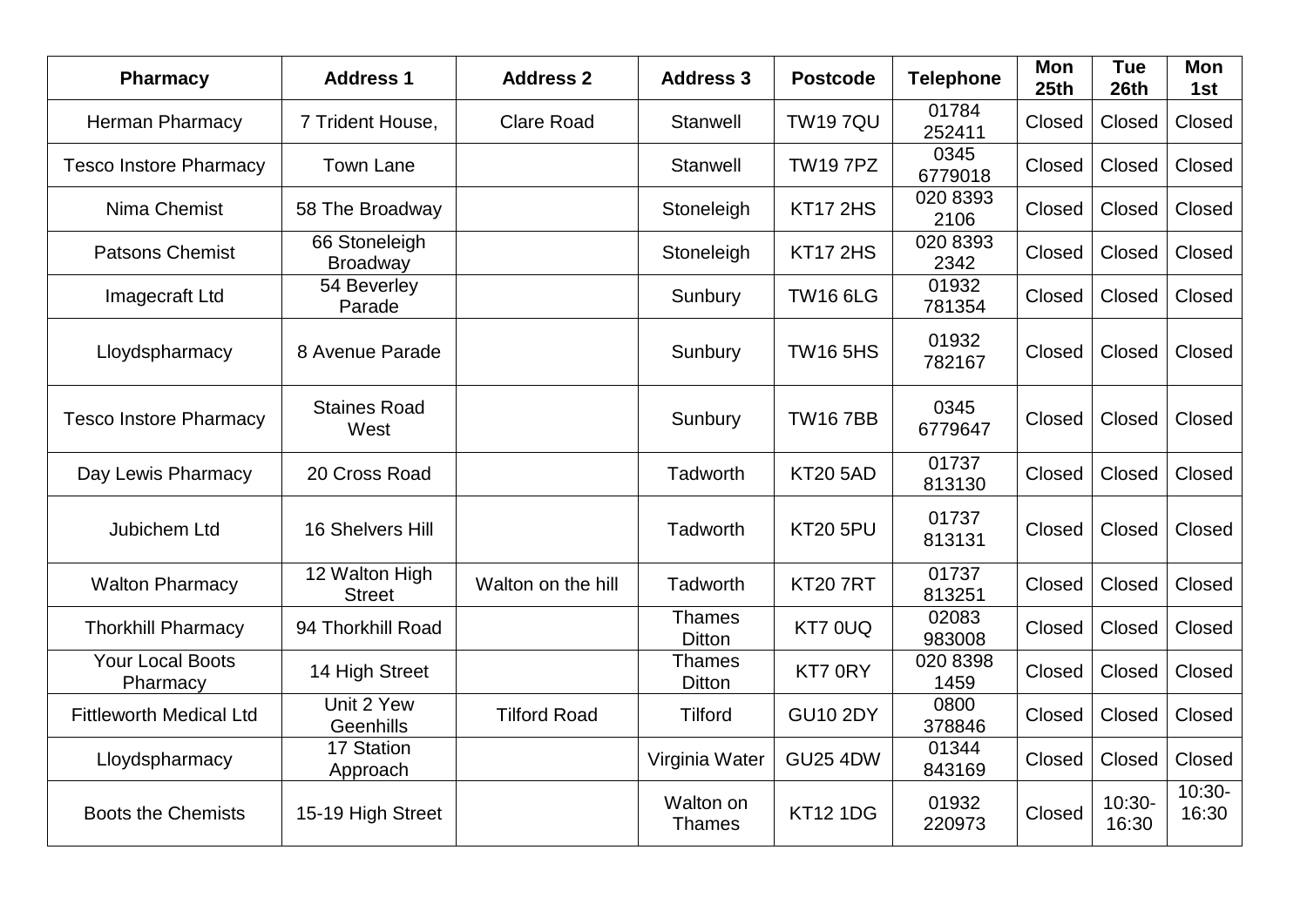| Pharmacy | Address 1 | Address 2 | Address 3 | Postcode | Telephone | Mon 25th | Tue 26th | Mon 1st |
|---|---|---|---|---|---|---|---|---|
| Herman Pharmacy | 7 Trident House, | Clare Road | Stanwell | TW19 7QU | 01784 252411 | Closed | Closed | Closed |
| Tesco Instore Pharmacy | Town Lane | | Stanwell | TW19 7PZ | 0345 6779018 | Closed | Closed | Closed |
| Nima Chemist | 58 The Broadway | | Stoneleigh | KT17 2HS | 020 8393 2106 | Closed | Closed | Closed |
| Patsons Chemist | 66 Stoneleigh Broadway | | Stoneleigh | KT17 2HS | 020 8393 2342 | Closed | Closed | Closed |
| Imagecraft Ltd | 54 Beverley Parade | | Sunbury | TW16 6LG | 01932 781354 | Closed | Closed | Closed |
| Lloydspharmacy | 8 Avenue Parade | | Sunbury | TW16 5HS | 01932 782167 | Closed | Closed | Closed |
| Tesco Instore Pharmacy | Staines Road West | | Sunbury | TW16 7BB | 0345 6779647 | Closed | Closed | Closed |
| Day Lewis Pharmacy | 20 Cross Road | | Tadworth | KT20 5AD | 01737 813130 | Closed | Closed | Closed |
| Jubichem Ltd | 16 Shelvers Hill | | Tadworth | KT20 5PU | 01737 813131 | Closed | Closed | Closed |
| Walton Pharmacy | 12 Walton High Street | Walton on the hill | Tadworth | KT20 7RT | 01737 813251 | Closed | Closed | Closed |
| Thorkhill Pharmacy | 94 Thorkhill Road | | Thames Ditton | KT7 0UQ | 02083 983008 | Closed | Closed | Closed |
| Your Local Boots Pharmacy | 14 High Street | | Thames Ditton | KT7 0RY | 020 8398 1459 | Closed | Closed | Closed |
| Fittleworth Medical Ltd | Unit 2 Yew Geenhills | Tilford Road | Tilford | GU10 2DY | 0800 378846 | Closed | Closed | Closed |
| Lloydspharmacy | 17 Station Approach | | Virginia Water | GU25 4DW | 01344 843169 | Closed | Closed | Closed |
| Boots the Chemists | 15-19 High Street | | Walton on Thames | KT12 1DG | 01932 220973 | Closed | 10:30-16:30 | 10:30-16:30 |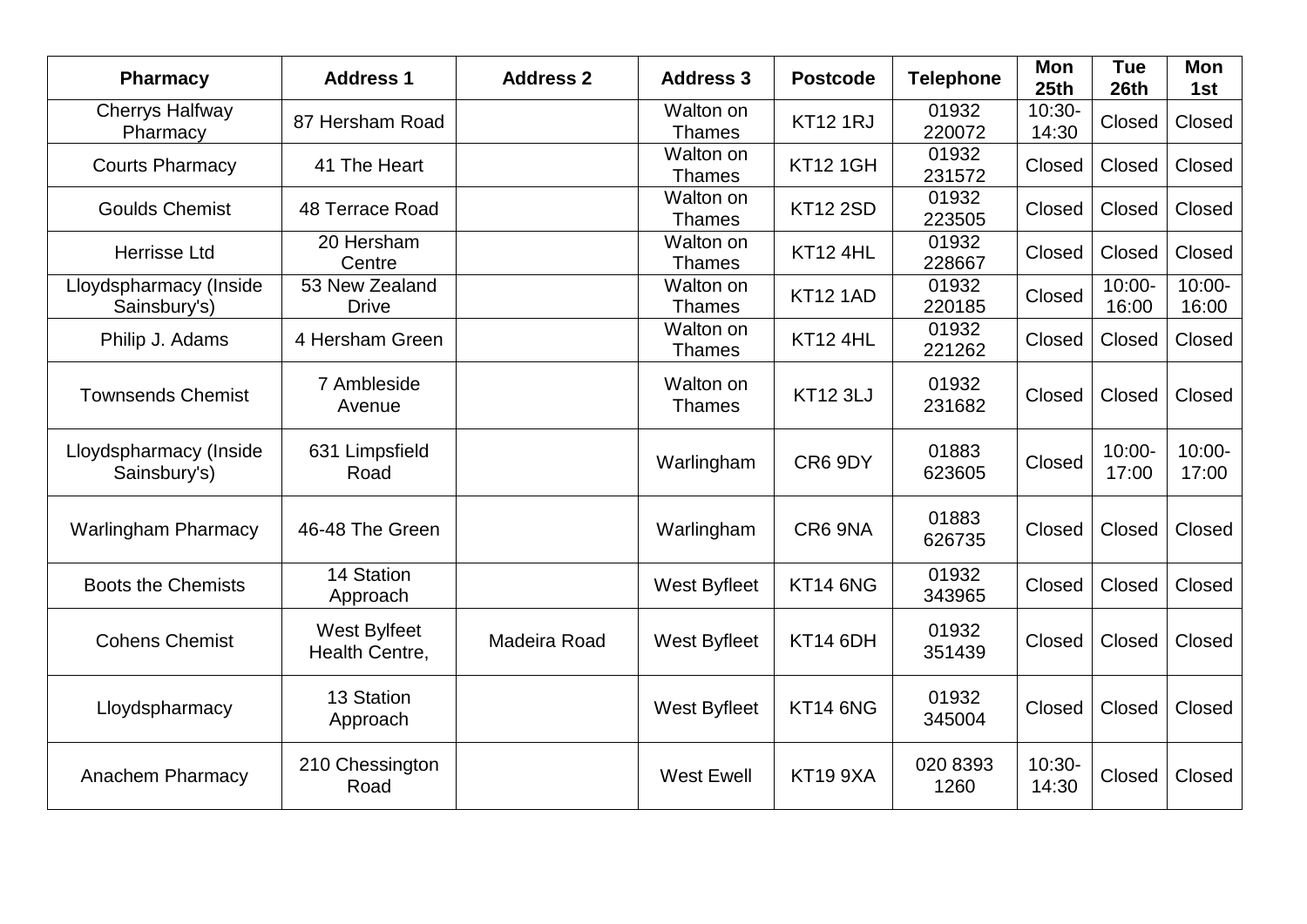| Pharmacy | Address 1 | Address 2 | Address 3 | Postcode | Telephone | Mon 25th | Tue 26th | Mon 1st |
|---|---|---|---|---|---|---|---|---|
| Cherrys Halfway Pharmacy | 87 Hersham Road | | Walton on Thames | KT12 1RJ | 01932 220072 | 10:30-14:30 | Closed | Closed |
| Courts Pharmacy | 41 The Heart | | Walton on Thames | KT12 1GH | 01932 231572 | Closed | Closed | Closed |
| Goulds Chemist | 48 Terrace Road | | Walton on Thames | KT12 2SD | 01932 223505 | Closed | Closed | Closed |
| Herrisse Ltd | 20 Hersham Centre | | Walton on Thames | KT12 4HL | 01932 228667 | Closed | Closed | Closed |
| Lloydspharmacy (Inside Sainsbury's) | 53 New Zealand Drive | | Walton on Thames | KT12 1AD | 01932 220185 | Closed | 10:00-16:00 | 10:00-16:00 |
| Philip J. Adams | 4 Hersham Green | | Walton on Thames | KT12 4HL | 01932 221262 | Closed | Closed | Closed |
| Townsends Chemist | 7 Ambleside Avenue | | Walton on Thames | KT12 3LJ | 01932 231682 | Closed | Closed | Closed |
| Lloydspharmacy (Inside Sainsbury's) | 631 Limpsfield Road | | Warlingham | CR6 9DY | 01883 623605 | Closed | 10:00-17:00 | 10:00-17:00 |
| Warlingham Pharmacy | 46-48 The Green | | Warlingham | CR6 9NA | 01883 626735 | Closed | Closed | Closed |
| Boots the Chemists | 14 Station Approach | | West Byfleet | KT14 6NG | 01932 343965 | Closed | Closed | Closed |
| Cohens Chemist | West Bylfeet Health Centre, | Madeira Road | West Byfleet | KT14 6DH | 01932 351439 | Closed | Closed | Closed |
| Lloydspharmacy | 13 Station Approach | | West Byfleet | KT14 6NG | 01932 345004 | Closed | Closed | Closed |
| Anachem Pharmacy | 210 Chessington Road | | West Ewell | KT19 9XA | 020 8393 1260 | 10:30-14:30 | Closed | Closed |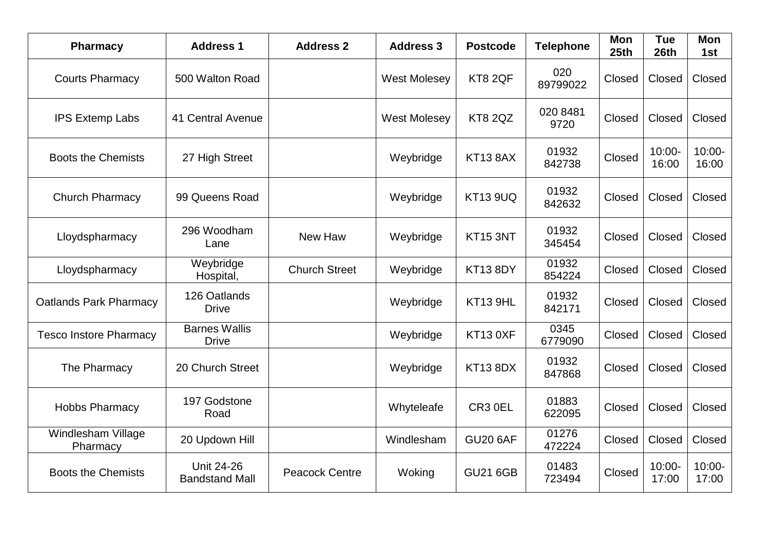| Pharmacy | Address 1 | Address 2 | Address 3 | Postcode | Telephone | Mon 25th | Tue 26th | Mon 1st |
|---|---|---|---|---|---|---|---|---|
| Courts Pharmacy | 500 Walton Road | | West Molesey | KT8 2QF | 020 89799022 | Closed | Closed | Closed |
| IPS Extemp Labs | 41 Central Avenue | | West Molesey | KT8 2QZ | 020 8481 9720 | Closed | Closed | Closed |
| Boots the Chemists | 27 High Street | | Weybridge | KT13 8AX | 01932 842738 | Closed | 10:00-16:00 | 10:00-16:00 |
| Church Pharmacy | 99 Queens Road | | Weybridge | KT13 9UQ | 01932 842632 | Closed | Closed | Closed |
| Lloydspharmacy | 296 Woodham Lane | New Haw | Weybridge | KT15 3NT | 01932 345454 | Closed | Closed | Closed |
| Lloydspharmacy | Weybridge Hospital, | Church Street | Weybridge | KT13 8DY | 01932 854224 | Closed | Closed | Closed |
| Oatlands Park Pharmacy | 126 Oatlands Drive | | Weybridge | KT13 9HL | 01932 842171 | Closed | Closed | Closed |
| Tesco Instore Pharmacy | Barnes Wallis Drive | | Weybridge | KT13 0XF | 0345 6779090 | Closed | Closed | Closed |
| The Pharmacy | 20 Church Street | | Weybridge | KT13 8DX | 01932 847868 | Closed | Closed | Closed |
| Hobbs Pharmacy | 197 Godstone Road | | Whyteleafe | CR3 0EL | 01883 622095 | Closed | Closed | Closed |
| Windlesham Village Pharmacy | 20 Updown Hill | | Windlesham | GU20 6AF | 01276 472224 | Closed | Closed | Closed |
| Boots the Chemists | Unit 24-26 Bandstand Mall | Peacock Centre | Woking | GU21 6GB | 01483 723494 | Closed | 10:00-17:00 | 10:00-17:00 |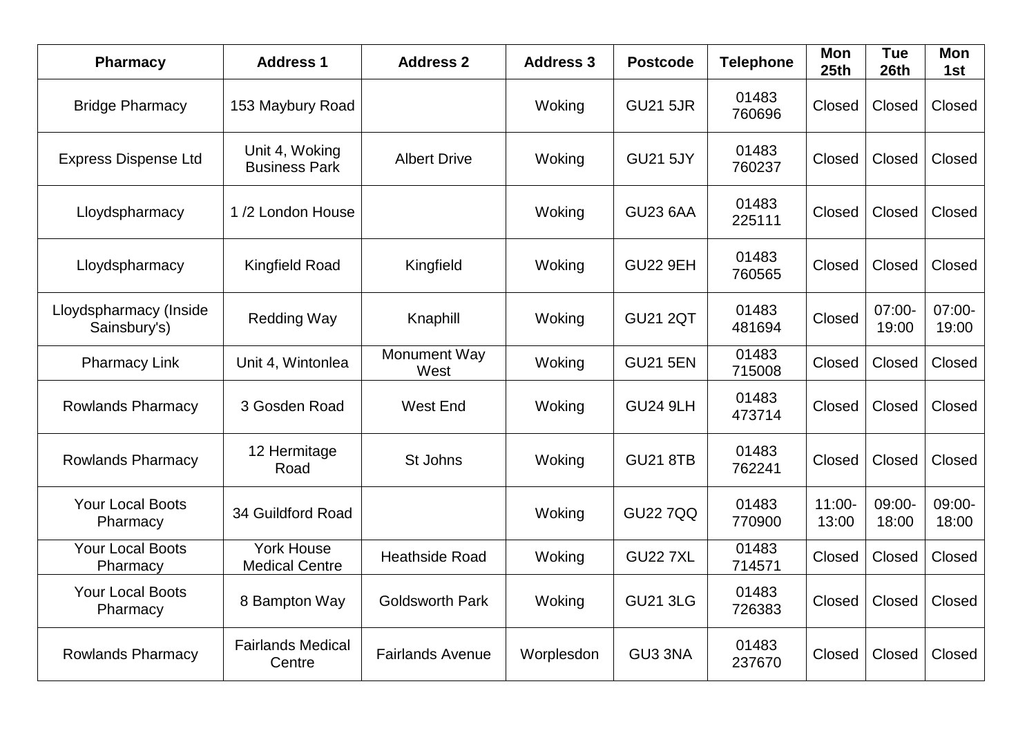| Pharmacy | Address 1 | Address 2 | Address 3 | Postcode | Telephone | Mon 25th | Tue 26th | Mon 1st |
|---|---|---|---|---|---|---|---|---|
| Bridge Pharmacy | 153 Maybury Road | | Woking | GU21 5JR | 01483 760696 | Closed | Closed | Closed |
| Express Dispense Ltd | Unit 4, Woking Business Park | Albert Drive | Woking | GU21 5JY | 01483 760237 | Closed | Closed | Closed |
| Lloydspharmacy | 1 /2 London House | | Woking | GU23 6AA | 01483 225111 | Closed | Closed | Closed |
| Lloydspharmacy | Kingfield Road | Kingfield | Woking | GU22 9EH | 01483 760565 | Closed | Closed | Closed |
| Lloydspharmacy (Inside Sainsbury's) | Redding Way | Knaphill | Woking | GU21 2QT | 01483 481694 | Closed | 07:00-19:00 | 07:00-19:00 |
| Pharmacy Link | Unit 4, Wintonlea | Monument Way West | Woking | GU21 5EN | 01483 715008 | Closed | Closed | Closed |
| Rowlands Pharmacy | 3 Gosden Road | West End | Woking | GU24 9LH | 01483 473714 | Closed | Closed | Closed |
| Rowlands Pharmacy | 12 Hermitage Road | St Johns | Woking | GU21 8TB | 01483 762241 | Closed | Closed | Closed |
| Your Local Boots Pharmacy | 34 Guildford Road | | Woking | GU22 7QQ | 01483 770900 | 11:00-13:00 | 09:00-18:00 | 09:00-18:00 |
| Your Local Boots Pharmacy | York House Medical Centre | Heathside Road | Woking | GU22 7XL | 01483 714571 | Closed | Closed | Closed |
| Your Local Boots Pharmacy | 8 Bampton Way | Goldsworth Park | Woking | GU21 3LG | 01483 726383 | Closed | Closed | Closed |
| Rowlands Pharmacy | Fairlands Medical Centre | Fairlands Avenue | Worplesdon | GU3 3NA | 01483 237670 | Closed | Closed | Closed |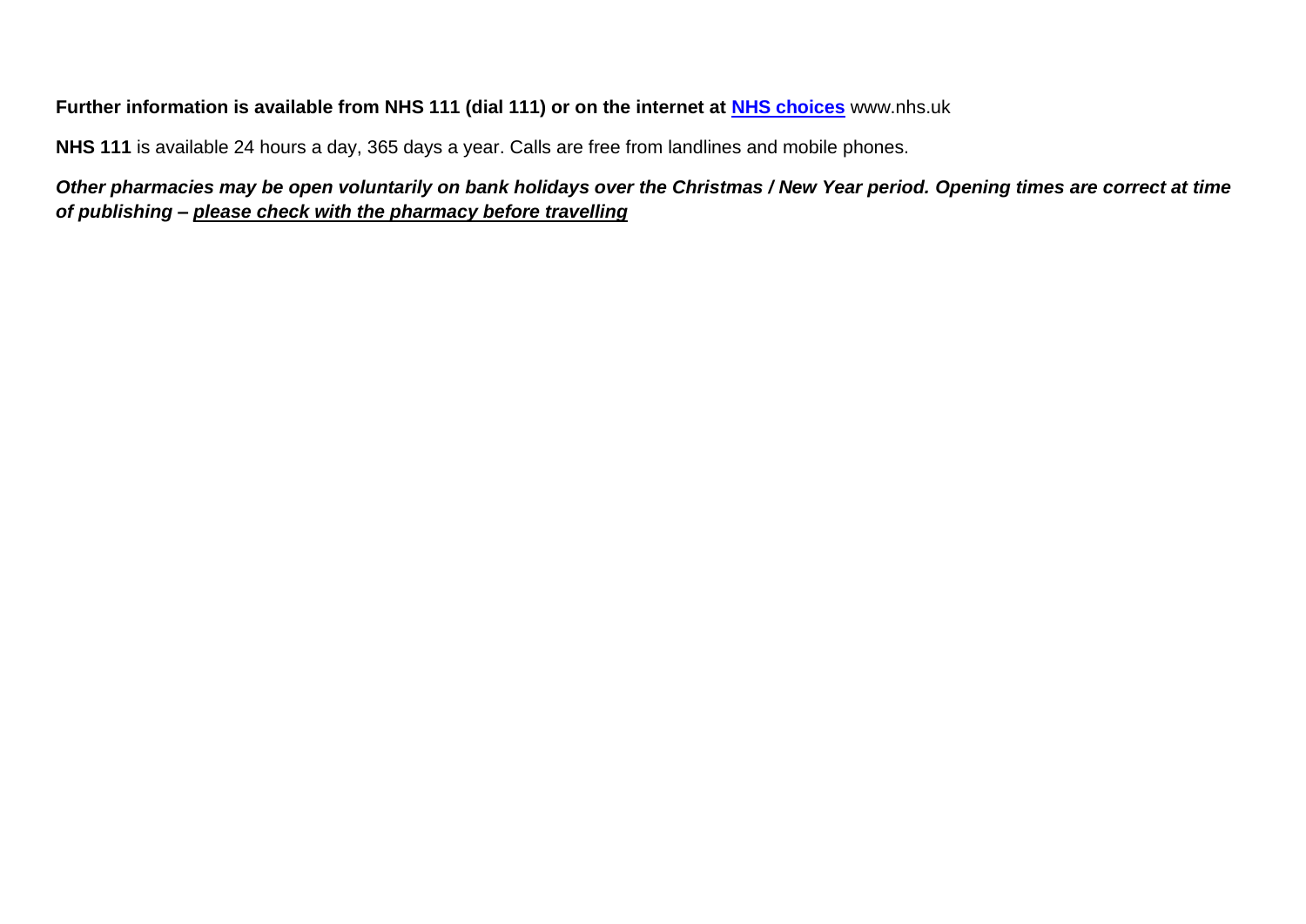**Further information is available from NHS 111 (dial 111) or on the internet at [NHS choices](www.nhs.uk)** www.nhs.uk

**NHS 111** is available 24 hours a day, 365 days a year. Calls are free from landlines and mobile phones.

***Other pharmacies may be open voluntarily on bank holidays over the Christmas / New Year period. Opening times are correct at time of publishing – <u>please check with the pharmacy before travelling</u>***